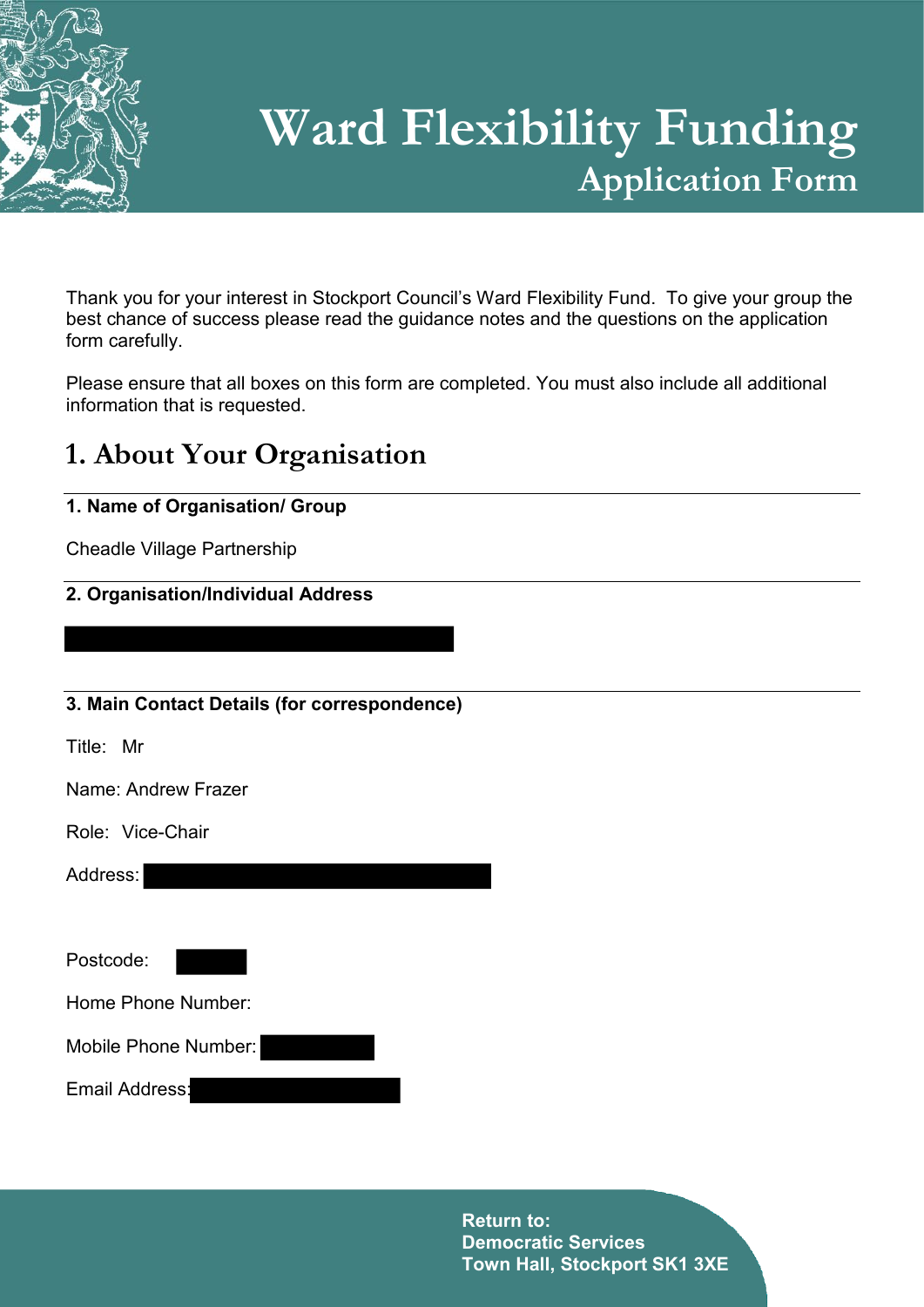# Ward Flexibility Funding

## Application Form

Thank you for your interest in Stockport Council's Ward Flexibility Fund. To give your group the best chance of success please read the guidance notes and the questions on the application form carefully.

Please ensure that all boxes on this form are completed. You must also include all additional information that is requested.

## 1. About Your Organisation

**1. Name of Organisation/ Group**

Cheadle Village Partnership

**2. Organisation/Individual Address**

**3. Main Contact Details (for correspondence)**

Title: Mr

Name: Andrew Frazer

Role: Vice-Chair

Address:

Postcode:

Home Phone Number:

Mobile Phone Number:

Email Address:

**Return to:**
**Democratic Services**
**Town Hall, Stockport SK1 3XE**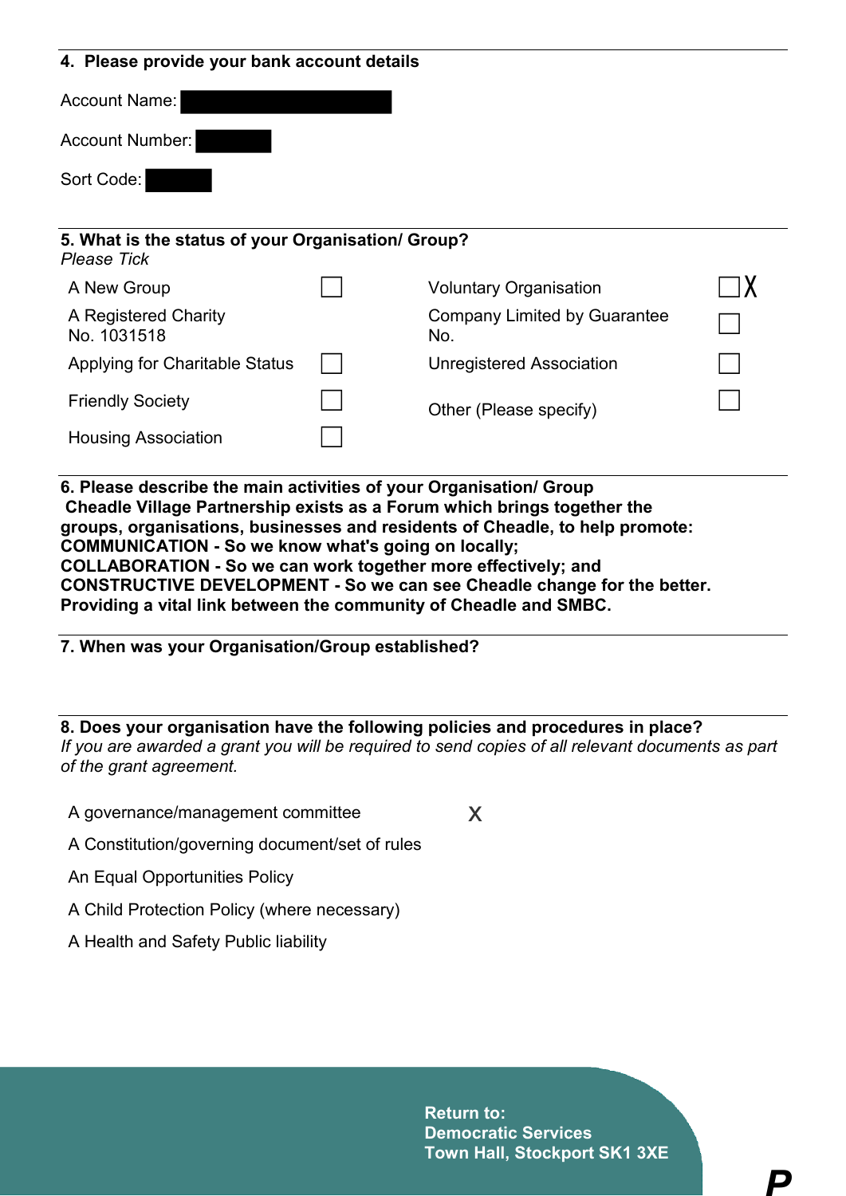**4. Please provide your bank account details**

Account Name: ████████████

Account Number: ██████

Sort Code: █████

**5. What is the status of your Organisation/ Group?**
*Please Tick*

| | | | |
|---|---|---|---|
| A New Group | ☐ | Voluntary Organisation | ☐ X |
| A Registered Charity No. 1031518 | | Company Limited by Guarantee No. | ☐ |
| Applying for Charitable Status | ☐ | Unregistered Association | ☐ |
| Friendly Society | ☐ | Other (Please specify) | ☐ |
| Housing Association | ☐ | | |

**6. Please describe the main activities of your Organisation/ Group**
**Cheadle Village Partnership exists as a Forum which brings together the groups, organisations, businesses and residents of Cheadle, to help promote:**
**COMMUNICATION - So we know what's going on locally;**
**COLLABORATION - So we can work together more effectively; and**
**CONSTRUCTIVE DEVELOPMENT - So we can see Cheadle change for the better.**
**Providing a vital link between the community of Cheadle and SMBC.**

**7. When was your Organisation/Group established?**

**8. Does your organisation have the following policies and procedures in place?**
*If you are awarded a grant you will be required to send copies of all relevant documents as part of the grant agreement.*

| | |
|---|---|
| A governance/management committee | X |
| A Constitution/governing document/set of rules | |
| An Equal Opportunities Policy | |
| A Child Protection Policy (where necessary) | |
| A Health and Safety Public liability | |

**Return to:**
**Democratic Services**
**Town Hall, Stockport SK1 3XE**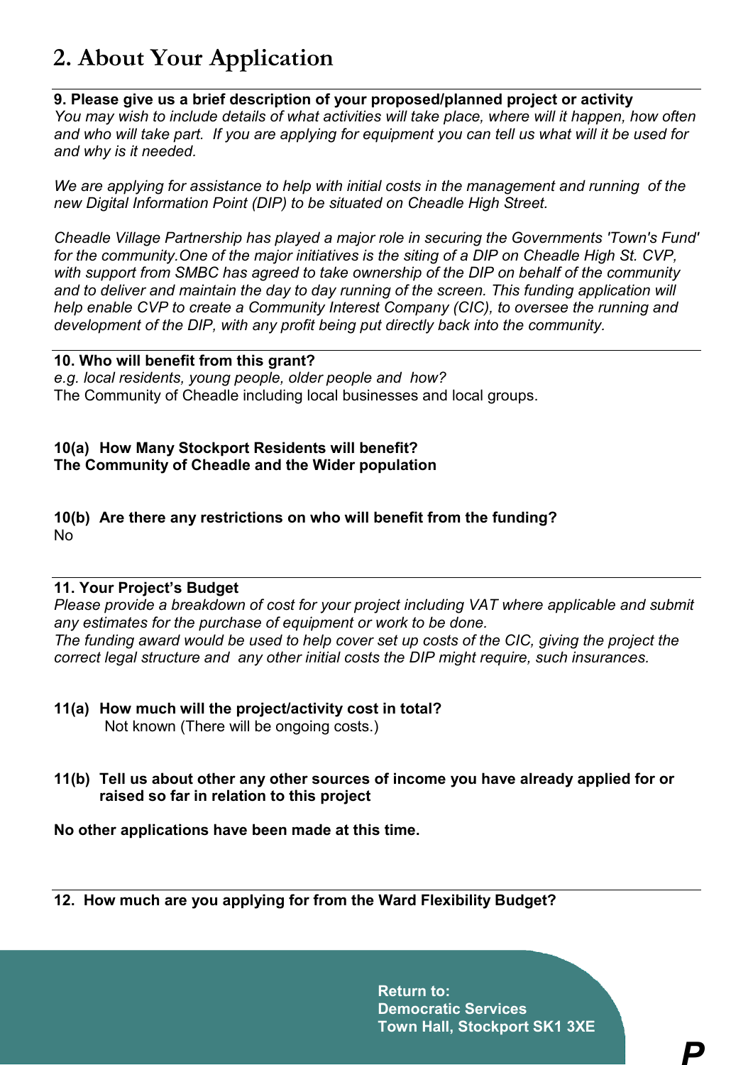# 2. About Your Application

**9. Please give us a brief description of your proposed/planned project or activity**
*You may wish to include details of what activities will take place, where will it happen, how often and who will take part. If you are applying for equipment you can tell us what will it be used for and why is it needed.*

*We are applying for assistance to help with initial costs in the management and running of the new Digital Information Point (DIP) to be situated on Cheadle High Street.*

*Cheadle Village Partnership has played a major role in securing the Governments 'Town's Fund' for the community.One of the major initiatives is the siting of a DIP on Cheadle High St. CVP, with support from SMBC has agreed to take ownership of the DIP on behalf of the community and to deliver and maintain the day to day running of the screen. This funding application will help enable CVP to create a Community Interest Company (CIC), to oversee the running and development of the DIP, with any profit being put directly back into the community.*

**10. Who will benefit from this grant?**
*e.g. local residents, young people, older people and how?*
The Community of Cheadle including local businesses and local groups.

**10(a) How Many Stockport Residents will benefit?**
**The Community of Cheadle and the Wider population**

**10(b) Are there any restrictions on who will benefit from the funding?**
No

**11. Your Project's Budget**
*Please provide a breakdown of cost for your project including VAT where applicable and submit any estimates for the purchase of equipment or work to be done.*
*The funding award would be used to help cover set up costs of the CIC, giving the project the correct legal structure and any other initial costs the DIP might require, such insurances.*

**11(a) How much will the project/activity cost in total?**
Not known (There will be ongoing costs.)

**11(b) Tell us about other any other sources of income you have already applied for or raised so far in relation to this project**

**No other applications have been made at this time.**

**12. How much are you applying for from the Ward Flexibility Budget?**

**Return to:**
**Democratic Services**
**Town Hall, Stockport SK1 3XE**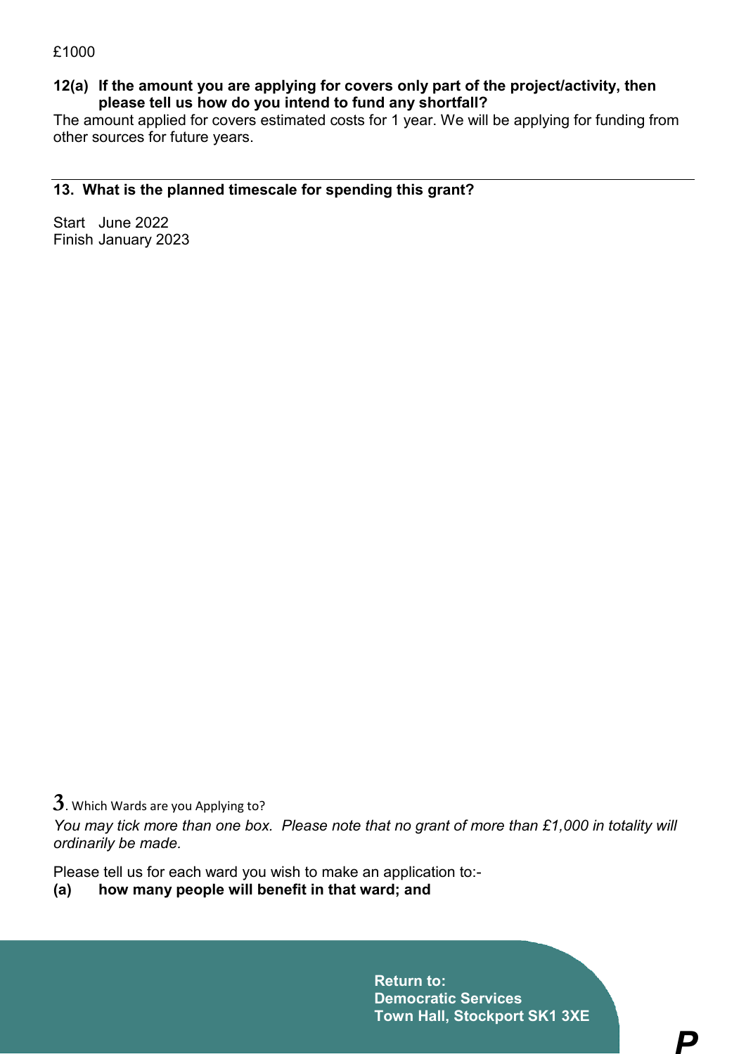£1000

**12(a) If the amount you are applying for covers only part of the project/activity, then please tell us how do you intend to fund any shortfall?**

The amount applied for covers estimated costs for 1 year. We will be applying for funding from other sources for future years.

---

**13. What is the planned timescale for spending this grant?**

Start June 2022
Finish January 2023

3. Which Wards are you Applying to?

*You may tick more than one box. Please note that no grant of more than £1,000 in totality will ordinarily be made.*

Please tell us for each ward you wish to make an application to:-

**(a) how many people will benefit in that ward; and**

**Return to:**
**Democratic Services**
**Town Hall, Stockport SK1 3XE**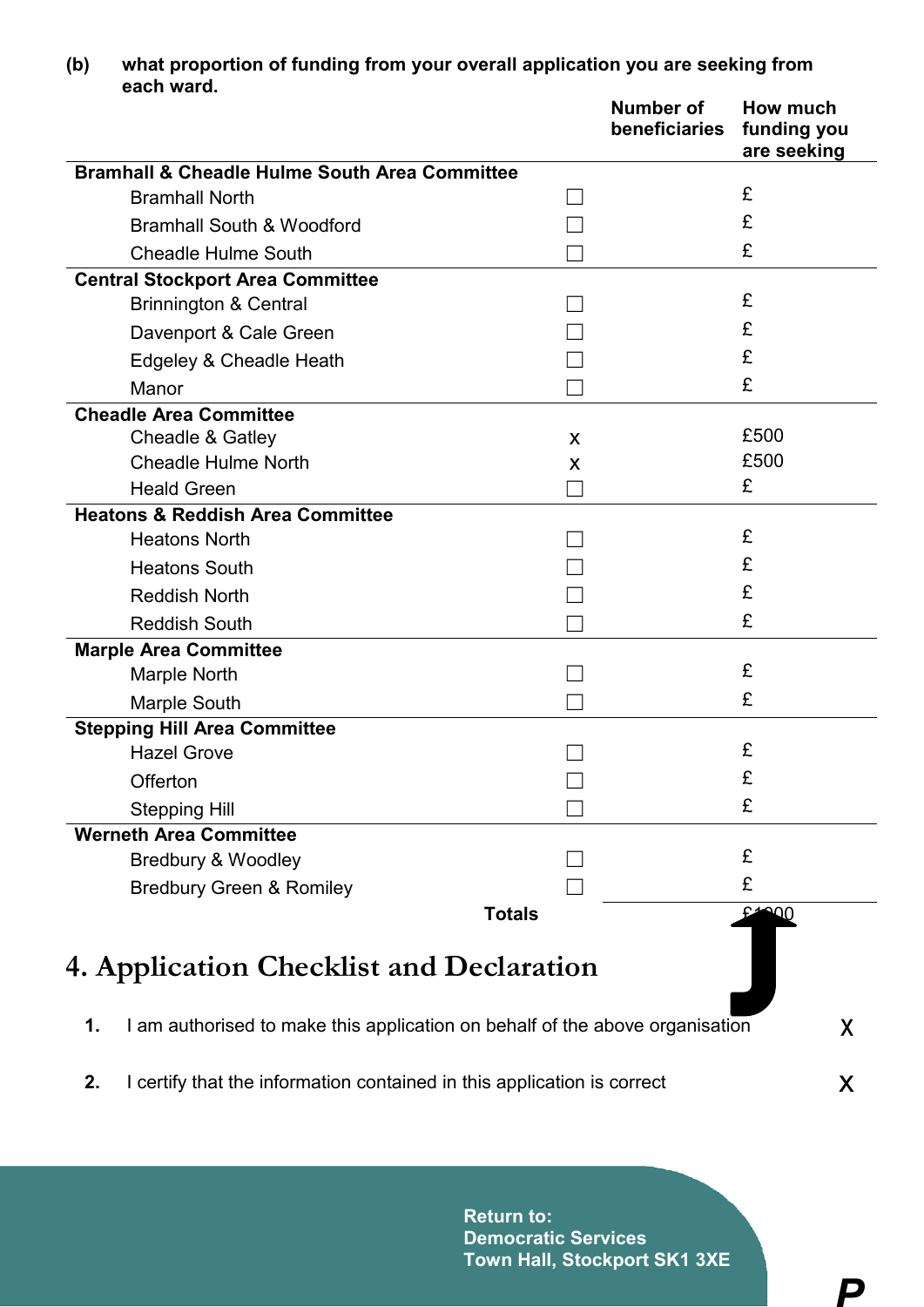**(b) what proportion of funding from your overall application you are seeking from each ward.**

| | Number of beneficiaries | How much funding you are seeking |
|---|---|---|
| **Bramhall & Cheadle Hulme South Area Committee** | | |
| Bramhall North | ☐ | £ |
| Bramhall South & Woodford | ☐ | £ |
| Cheadle Hulme South | ☐ | £ |
| **Central Stockport Area Committee** | | |
| Brinnington & Central | ☐ | £ |
| Davenport & Cale Green | ☐ | £ |
| Edgeley & Cheadle Heath | ☐ | £ |
| Manor | ☐ | £ |
| **Cheadle Area Committee** | | |
| Cheadle & Gatley | x | £500 |
| Cheadle Hulme North | x | £500 |
| Heald Green | ☐ | £ |
| **Heatons & Reddish Area Committee** | | |
| Heatons North | ☐ | £ |
| Heatons South | ☐ | £ |
| Reddish North | ☐ | £ |
| Reddish South | ☐ | £ |
| **Marple Area Committee** | | |
| Marple North | ☐ | £ |
| Marple South | ☐ | £ |
| **Stepping Hill Area Committee** | | |
| Hazel Grove | ☐ | £ |
| Offerton | ☐ | £ |
| Stepping Hill | ☐ | £ |
| **Werneth Area Committee** | | |
| Bredbury & Woodley | ☐ | £ |
| Bredbury Green & Romiley | ☐ | £ |
| **Totals** | | £1000 |

# 4. Application Checklist and Declaration

1. I am authorised to make this application on behalf of the above organisation X

2. I certify that the information contained in this application is correct X

**Return to:**
**Democratic Services**
**Town Hall, Stockport SK1 3XE**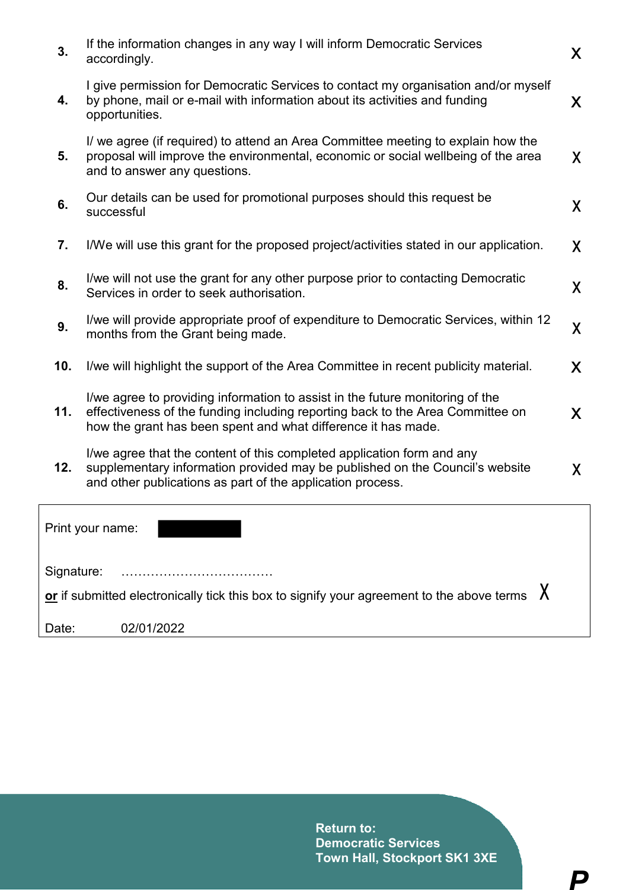| | | |
|---|---|---|
| **3.** | If the information changes in any way I will inform Democratic Services accordingly. | X |
| **4.** | I give permission for Democratic Services to contact my organisation and/or myself by phone, mail or e-mail with information about its activities and funding opportunities. | X |
| **5.** | I/ we agree (if required) to attend an Area Committee meeting to explain how the proposal will improve the environmental, economic or social wellbeing of the area and to answer any questions. | X |
| **6.** | Our details can be used for promotional purposes should this request be successful | X |
| **7.** | I/We will use this grant for the proposed project/activities stated in our application. | X |
| **8.** | I/we will not use the grant for any other purpose prior to contacting Democratic Services in order to seek authorisation. | X |
| **9.** | I/we will provide appropriate proof of expenditure to Democratic Services, within 12 months from the Grant being made. | X |
| **10.** | I/we will highlight the support of the Area Committee in recent publicity material. | X |
| **11.** | I/we agree to providing information to assist in the future monitoring of the effectiveness of the funding including reporting back to the Area Committee on how the grant has been spent and what difference it has made. | X |
| **12.** | I/we agree that the content of this completed application form and any supplementary information provided may be published on the Council's website and other publications as part of the application process. | X |

Print your name: [REDACTED]

Signature: ………………………………

**or** if submitted electronically tick this box to signify your agreement to the above terms X

Date: 02/01/2022

**Return to:**
**Democratic Services**
**Town Hall, Stockport SK1 3XE**